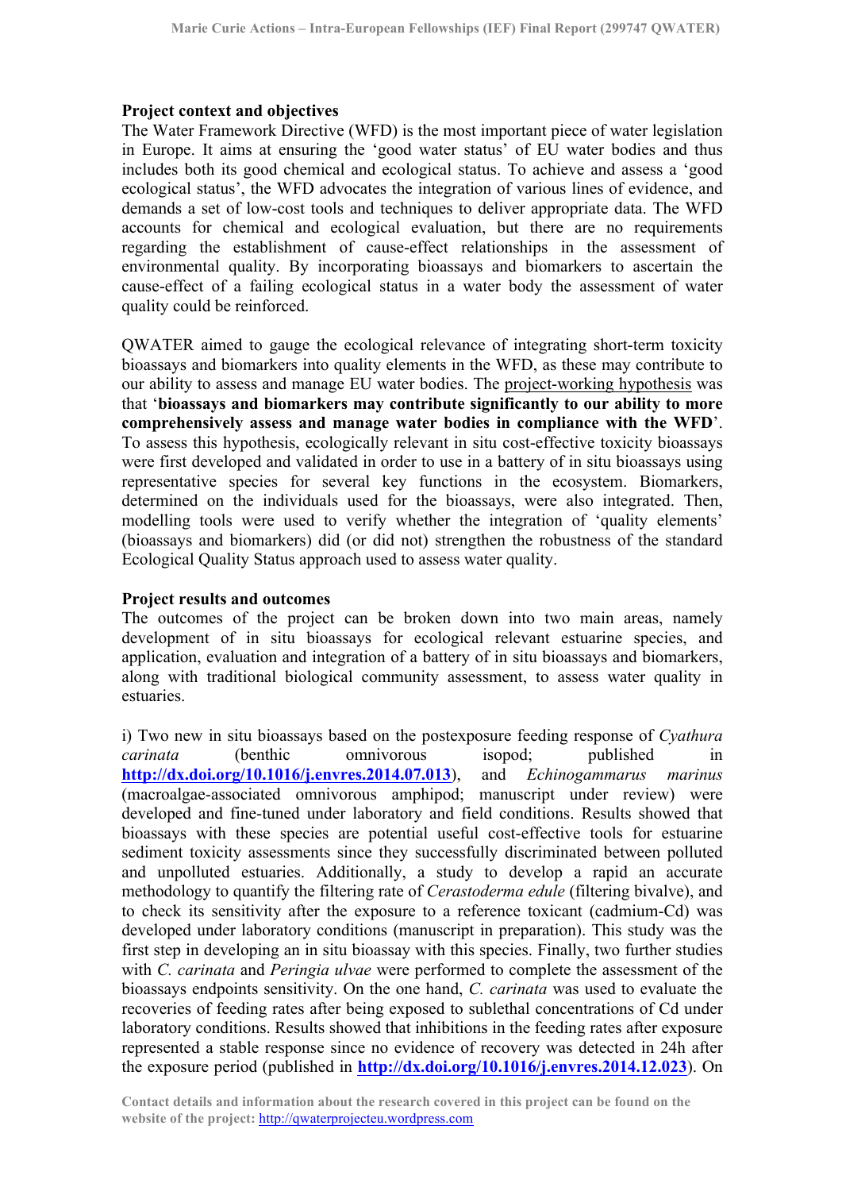**Project context and objectives**

The Water Framework Directive (WFD) is the most important piece of water legislation in Europe. It aims at ensuring the 'good water status' of EU water bodies and thus includes both its good chemical and ecological status. To achieve and assess a 'good ecological status', the WFD advocates the integration of various lines of evidence, and demands a set of low-cost tools and techniques to deliver appropriate data. The WFD accounts for chemical and ecological evaluation, but there are no requirements regarding the establishment of cause-effect relationships in the assessment of environmental quality. By incorporating bioassays and biomarkers to ascertain the cause-effect of a failing ecological status in a water body the assessment of water quality could be reinforced.

QWATER aimed to gauge the ecological relevance of integrating short-term toxicity bioassays and biomarkers into quality elements in the WFD, as these may contribute to our ability to assess and manage EU water bodies. The project-working hypothesis was that '**bioassays and biomarkers may contribute significantly to our ability to more comprehensively assess and manage water bodies in compliance with the WFD**'. To assess this hypothesis, ecologically relevant in situ cost-effective toxicity bioassays were first developed and validated in order to use in a battery of in situ bioassays using representative species for several key functions in the ecosystem. Biomarkers, determined on the individuals used for the bioassays, were also integrated. Then, modelling tools were used to verify whether the integration of 'quality elements' (bioassays and biomarkers) did (or did not) strengthen the robustness of the standard Ecological Quality Status approach used to assess water quality.

**Project results and outcomes**

The outcomes of the project can be broken down into two main areas, namely development of in situ bioassays for ecological relevant estuarine species, and application, evaluation and integration of a battery of in situ bioassays and biomarkers, along with traditional biological community assessment, to assess water quality in estuaries.

i) Two new in situ bioassays based on the postexposure feeding response of *Cyathura carinata* (benthic omnivorous isopod; published in **http://dx.doi.org/10.1016/j.envres.2014.07.013**), and *Echinogammarus marinus* (macroalgae-associated omnivorous amphipod; manuscript under review) were developed and fine-tuned under laboratory and field conditions. Results showed that bioassays with these species are potential useful cost-effective tools for estuarine sediment toxicity assessments since they successfully discriminated between polluted and unpolluted estuaries. Additionally, a study to develop a rapid an accurate methodology to quantify the filtering rate of *Cerastoderma edule* (filtering bivalve), and to check its sensitivity after the exposure to a reference toxicant (cadmium-Cd) was developed under laboratory conditions (manuscript in preparation). This study was the first step in developing an in situ bioassay with this species. Finally, two further studies with *C. carinata* and *Peringia ulvae* were performed to complete the assessment of the bioassays endpoints sensitivity. On the one hand, *C. carinata* was used to evaluate the recoveries of feeding rates after being exposed to sublethal concentrations of Cd under laboratory conditions. Results showed that inhibitions in the feeding rates after exposure represented a stable response since no evidence of recovery was detected in 24h after the exposure period (published in **http://dx.doi.org/10.1016/j.envres.2014.12.023**). On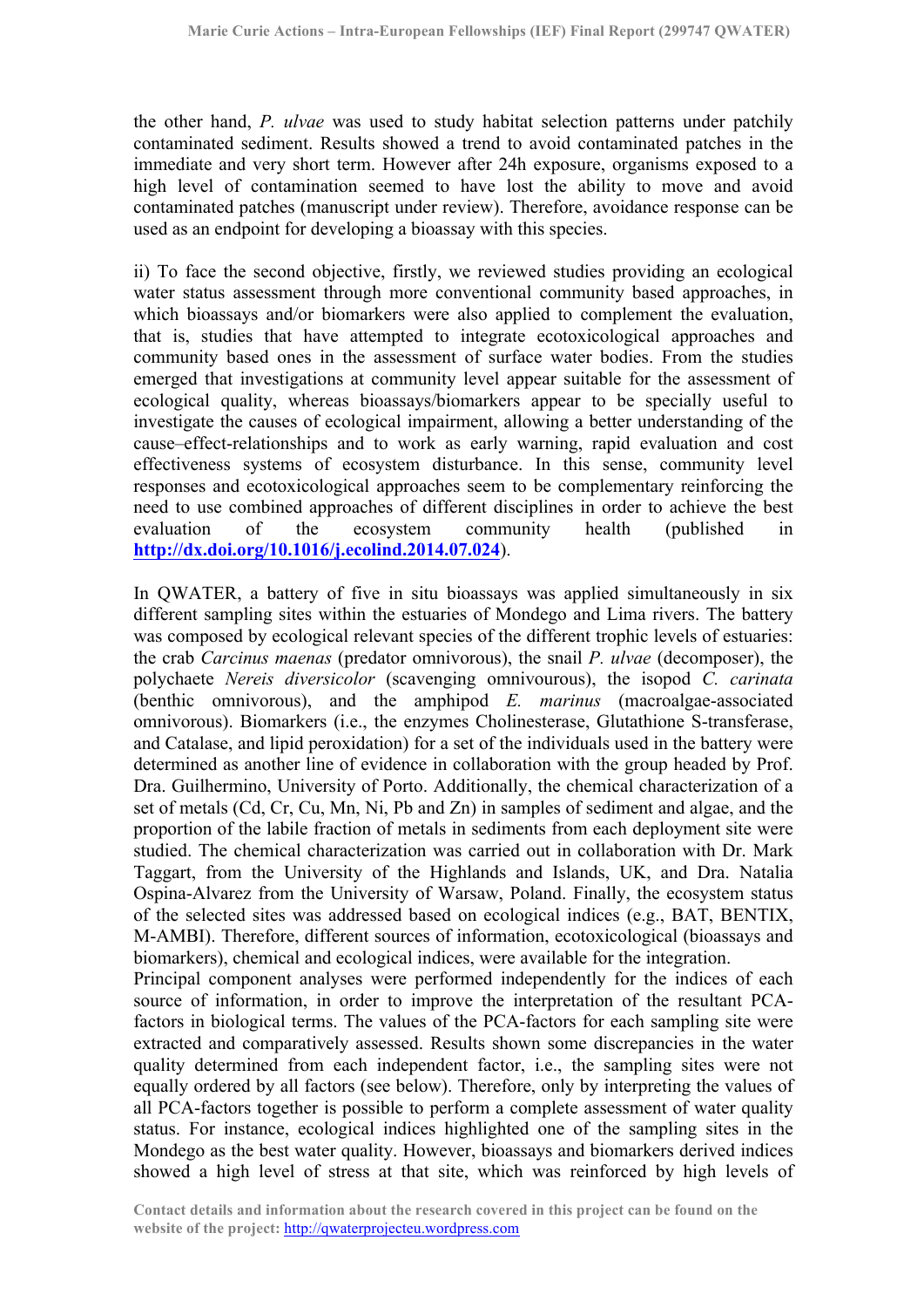the other hand, *P. ulvae* was used to study habitat selection patterns under patchily contaminated sediment. Results showed a trend to avoid contaminated patches in the immediate and very short term. However after 24h exposure, organisms exposed to a high level of contamination seemed to have lost the ability to move and avoid contaminated patches (manuscript under review). Therefore, avoidance response can be used as an endpoint for developing a bioassay with this species.

ii) To face the second objective, firstly, we reviewed studies providing an ecological water status assessment through more conventional community based approaches, in which bioassays and/or biomarkers were also applied to complement the evaluation, that is, studies that have attempted to integrate ecotoxicological approaches and community based ones in the assessment of surface water bodies. From the studies emerged that investigations at community level appear suitable for the assessment of ecological quality, whereas bioassays/biomarkers appear to be specially useful to investigate the causes of ecological impairment, allowing a better understanding of the cause–effect-relationships and to work as early warning, rapid evaluation and cost effectiveness systems of ecosystem disturbance. In this sense, community level responses and ecotoxicological approaches seem to be complementary reinforcing the need to use combined approaches of different disciplines in order to achieve the best evaluation of the ecosystem community health (published in **http://dx.doi.org/10.1016/j.ecolind.2014.07.024**).

In QWATER, a battery of five in situ bioassays was applied simultaneously in six different sampling sites within the estuaries of Mondego and Lima rivers. The battery was composed by ecological relevant species of the different trophic levels of estuaries: the crab *Carcinus maenas* (predator omnivorous), the snail *P. ulvae* (decomposer), the polychaete *Nereis diversicolor* (scavenging omnivourous), the isopod *C. carinata* (benthic omnivorous), and the amphipod *E. marinus* (macroalgae-associated omnivorous). Biomarkers (i.e., the enzymes Cholinesterase, Glutathione S-transferase, and Catalase, and lipid peroxidation) for a set of the individuals used in the battery were determined as another line of evidence in collaboration with the group headed by Prof. Dra. Guilhermino, University of Porto. Additionally, the chemical characterization of a set of metals (Cd, Cr, Cu, Mn, Ni, Pb and Zn) in samples of sediment and algae, and the proportion of the labile fraction of metals in sediments from each deployment site were studied. The chemical characterization was carried out in collaboration with Dr. Mark Taggart, from the University of the Highlands and Islands, UK, and Dra. Natalia Ospina-Alvarez from the University of Warsaw, Poland. Finally, the ecosystem status of the selected sites was addressed based on ecological indices (e.g., BAT, BENTIX, M-AMBI). Therefore, different sources of information, ecotoxicological (bioassays and biomarkers), chemical and ecological indices, were available for the integration.

Principal component analyses were performed independently for the indices of each source of information, in order to improve the interpretation of the resultant PCA-factors in biological terms. The values of the PCA-factors for each sampling site were extracted and comparatively assessed. Results shown some discrepancies in the water quality determined from each independent factor, i.e., the sampling sites were not equally ordered by all factors (see below). Therefore, only by interpreting the values of all PCA-factors together is possible to perform a complete assessment of water quality status. For instance, ecological indices highlighted one of the sampling sites in the Mondego as the best water quality. However, bioassays and biomarkers derived indices showed a high level of stress at that site, which was reinforced by high levels of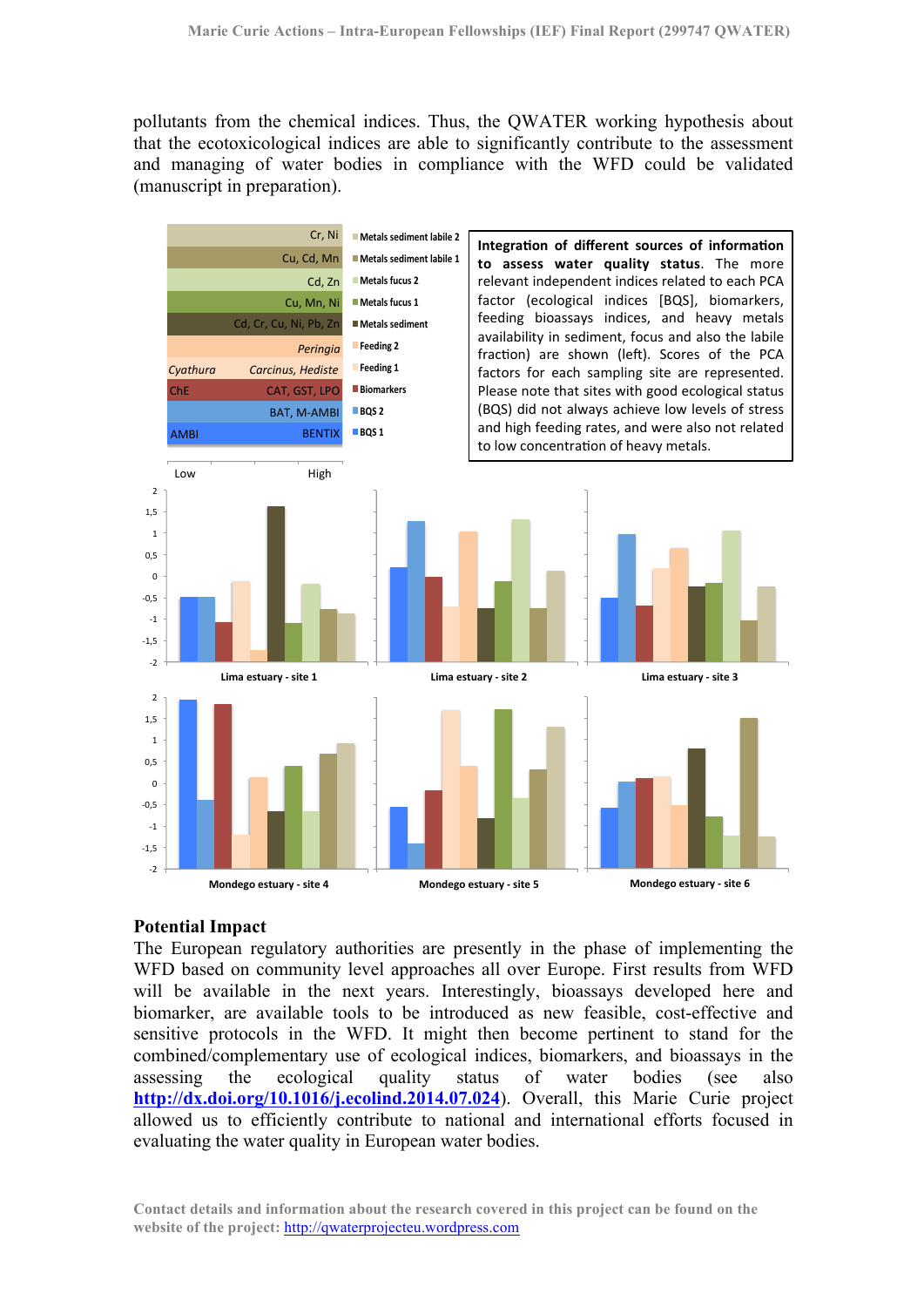pollutants from the chemical indices. Thus, the QWATER working hypothesis about that the ecotoxicological indices are able to significantly contribute to the assessment and managing of water bodies in compliance with the WFD could be validated (manuscript in preparation).

Cr, Ni
Cu, Cd, Mn
Cd, Zn
Cu, Mn, Ni
Cd, Cr, Cu, Ni, Pb, Zn
*Peringia*
*Cyathura* *Carcinus, Hediste*
ChE CAT, GST, LPO
BAT, M-AMBI
AMBI BENTIX
Low High

Metals sediment labile 2
Metals sediment labile 1
Metals fucus 2
Metals fucus 1
Metals sediment
Feeding 2
Feeding 1
Biomarkers
BQS 2
BQS 1

**Integration of different sources of information to assess water quality status**. The more relevant independent indices related to each PCA factor (ecological indices [BQS], biomarkers, feeding bioassays indices, and heavy metals availability in sediment, focus and also the labile fraction) are shown (left). Scores of the PCA factors for each sampling site are represented. Please note that sites with good ecological status (BQS) did not always achieve low levels of stress and high feeding rates, and were also not related to low concentration of heavy metals.

2
1,5
1
0,5
0
-0,5
-1
-1,5
-2

Lima estuary - site 1
Lima estuary - site 2
Lima estuary - site 3
Mondego estuary - site 4
Mondego estuary - site 5
Mondego estuary - site 6

## Potential Impact

The European regulatory authorities are presently in the phase of implementing the WFD based on community level approaches all over Europe. First results from WFD will be available in the next years. Interestingly, bioassays developed here and biomarker, are available tools to be introduced as new feasible, cost-effective and sensitive protocols in the WFD. It might then become pertinent to stand for the combined/complementary use of ecological indices, biomarkers, and bioassays in the assessing the ecological quality status of water bodies (see also **http://dx.doi.org/10.1016/j.ecolind.2014.07.024**). Overall, this Marie Curie project allowed us to efficiently contribute to national and international efforts focused in evaluating the water quality in European water bodies.

**Contact details and information about the research covered in this project can be found on the website of the project:** http://qwaterprojecteu.wordpress.com